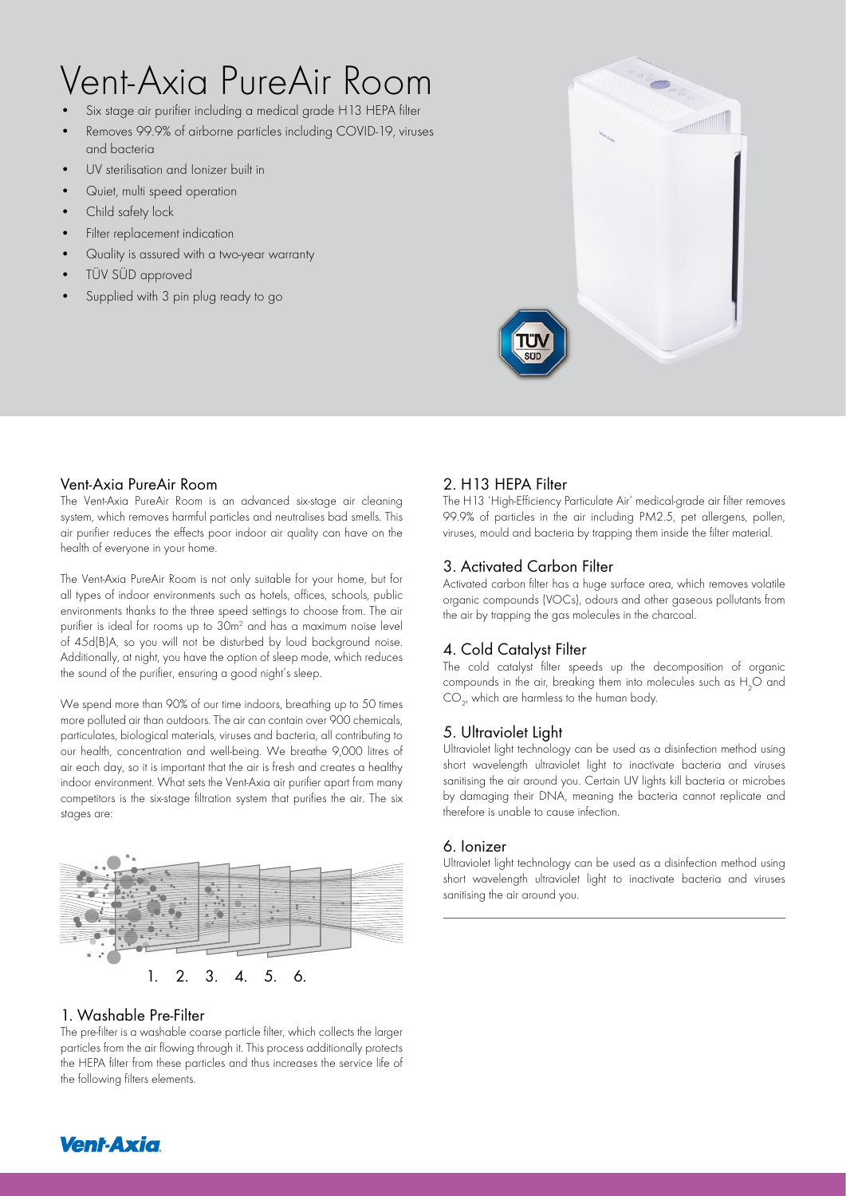# Vent-Axia PureAir Room

- Six stage air purifier including a medical grade H13 HEPA filter
- Removes 99.9% of airborne particles including COVID-19, viruses and bacteria
- UV sterilisation and Ionizer built in
- Quiet, multi speed operation
- Child safety lock
- Filter replacement indication
- Quality is assured with a two-year warranty
- TÜV SÜD approved
- Supplied with 3 pin plug ready to go

## Vent-Axia PureAir Room

The Vent-Axia PureAir Room is an advanced six-stage air cleaning system, which removes harmful particles and neutralises bad smells. This air purifier reduces the effects poor indoor air quality can have on the health of everyone in your home.

The Vent-Axia PureAir Room is not only suitable for your home, but for all types of indoor environments such as hotels, offices, schools, public environments thanks to the three speed settings to choose from. The air purifier is ideal for rooms up to 30m² and has a maximum noise level of 45d(B)A, so you will not be disturbed by loud background noise. Additionally, at night, you have the option of sleep mode, which reduces the sound of the purifier, ensuring a good night's sleep.

We spend more than 90% of our time indoors, breathing up to 50 times more polluted air than outdoors. The air can contain over 900 chemicals, particulates, biological materials, viruses and bacteria, all contributing to our health, concentration and well-being. We breathe 9,000 litres of air each day, so it is important that the air is fresh and creates a healthy indoor environment. What sets the Vent-Axia air purifier apart from many competitors is the six-stage filtration system that purifies the air. The six stages are:

1. 2. 3. 4. 5. 6.

## 1. Washable Pre-Filter

The pre-filter is a washable coarse particle filter, which collects the larger particles from the air flowing through it. This process additionally protects the HEPA filter from these particles and thus increases the service life of the following filters elements.

## 2. H13 HEPA Filter

The H13 'High-Efficiency Particulate Air' medical-grade air filter removes 99.9% of particles in the air including PM2.5, pet allergens, pollen, viruses, mould and bacteria by trapping them inside the filter material.

## 3. Activated Carbon Filter

Activated carbon filter has a huge surface area, which removes volatile organic compounds (VOCs), odours and other gaseous pollutants from the air by trapping the gas molecules in the charcoal.

## 4. Cold Catalyst Filter

The cold catalyst filter speeds up the decomposition of organic compounds in the air, breaking them into molecules such as $H_2O$ and $CO_2$, which are harmless to the human body.

## 5. Ultraviolet Light

Ultraviolet light technology can be used as a disinfection method using short wavelength ultraviolet light to inactivate bacteria and viruses sanitising the air around you. Certain UV lights kill bacteria or microbes by damaging their DNA, meaning the bacteria cannot replicate and therefore is unable to cause infection.

## 6. Ionizer

Ultraviolet light technology can be used as a disinfection method using short wavelength ultraviolet light to inactivate bacteria and viruses sanitising the air around you.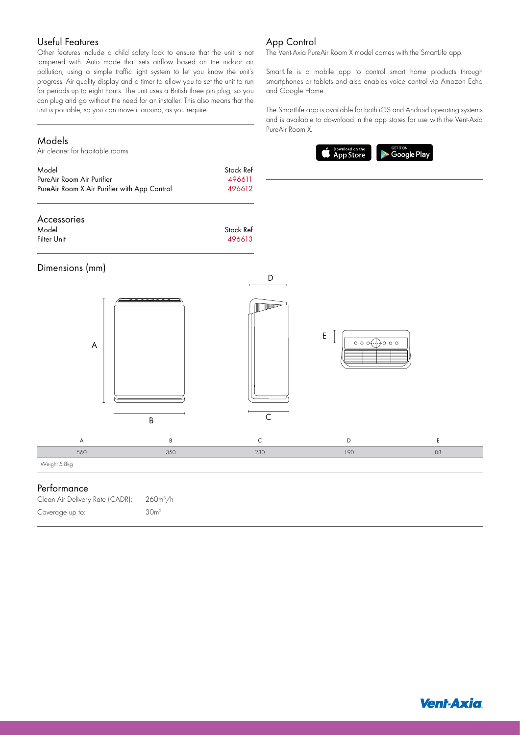## Useful Features

Other features include a child safety lock to ensure that the unit is not tampered with. Auto mode that sets airflow based on the indoor air pollution, using a simple traffic light system to let you know the unit's progress. Air quality display and a timer to allow you to set the unit to run for periods up to eight hours. The unit uses a British three pin plug, so you can plug and go without the need for an installer. This also means that the unit is portable, so you can move it around, as you require.

## App Control

The Vent-Axia PureAir Room X model comes with the SmartLife app.

SmartLife is a mobile app to control smart home products through smartphones or tablets and also enables voice control via Amazon Echo and Google Home.

The SmartLife app is available for both iOS and Android operating systems and is available to download in the app stores for use with the Vent-Axia PureAir Room X.

Download on the App Store

GET IT ON Google Play

## Models

Air cleaner for habitable rooms

| Model | Stock Ref |
|---|---|
| PureAir Room Air Purifier | 496611 |
| PureAir Room X Air Purifier with App Control | 496612 |

## Accessories

| Model | Stock Ref |
|---|---|
| Filter Unit | 496613 |

## Dimensions (mm)

A

B

C

D

E

| A | B | C | D | E |
|---|---|---|---|---|
| 560 | 350 | 230 | 190 | 88 |

Weight 5.8kg

## Performance

Clean Air Delivery Rate (CADR): 260m³/h

Coverage up to: 30m²